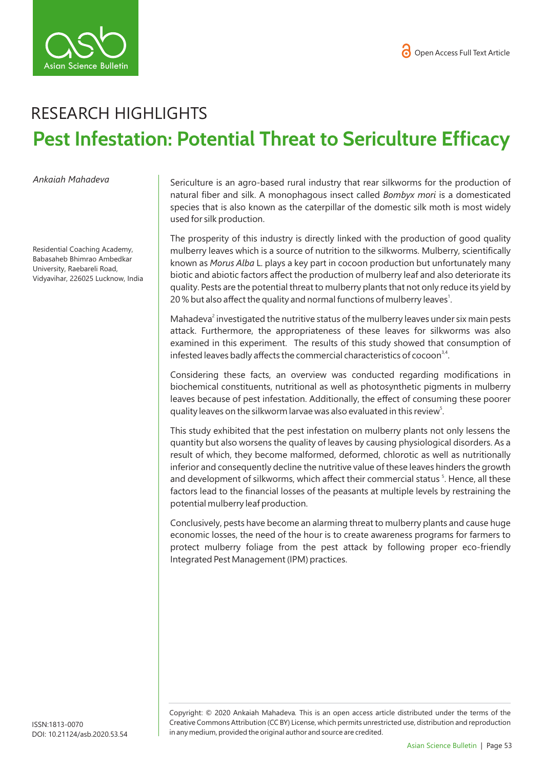RESEARCH HIGHLIGHTS

# Pest Infestation: Potential Threat to Sericulture Efficacy

*Ankaiah Mahadeva*

Residential Coaching Academy, Babasaheb Bhimrao Ambedkar University, Raebareli Road, Vidyavihar, 226025 Lucknow, India

Sericulture is an agro-based rural industry that rear silkworms for the production of natural fiber and silk. A monophagous insect called *Bombyx mori* is a domesticated species that is also known as the caterpillar of the domestic silk moth is most widely used for silk production.

The prosperity of this industry is directly linked with the production of good quality mulberry leaves which is a source of nutrition to the silkworms. Mulberry, scientifically known as *Morus Alba* L. plays a key part in cocoon production but unfortunately many biotic and abiotic factors affect the production of mulberry leaf and also deteriorate its quality. Pests are the potential threat to mulberry plants that not only reduce its yield by 20 % but also affect the quality and normal functions of mulberry leaves[1].

Mahadeva[2] investigated the nutritive status of the mulberry leaves under six main pests attack. Furthermore, the appropriateness of these leaves for silkworms was also examined in this experiment. The results of this study showed that consumption of infested leaves badly affects the commercial characteristics of cocoon[3,4].

Considering these facts, an overview was conducted regarding modifications in biochemical constituents, nutritional as well as photosynthetic pigments in mulberry leaves because of pest infestation. Additionally, the effect of consuming these poorer quality leaves on the silkworm larvae was also evaluated in this review[5].

This study exhibited that the pest infestation on mulberry plants not only lessens the quantity but also worsens the quality of leaves by causing physiological disorders. As a result of which, they become malformed, deformed, chlorotic as well as nutritionally inferior and consequently decline the nutritive value of these leaves hinders the growth and development of silkworms, which affect their commercial status [5]. Hence, all these factors lead to the financial losses of the peasants at multiple levels by restraining the potential mulberry leaf production.

Conclusively, pests have become an alarming threat to mulberry plants and cause huge economic losses, the need of the hour is to create awareness programs for farmers to protect mulberry foliage from the pest attack by following proper eco-friendly Integrated Pest Management (IPM) practices.

ISSN:1813-0070
DOI: 10.21124/asb.2020.53.54

Copyright: © 2020 Ankaiah Mahadeva. This is an open access article distributed under the terms of the Creative Commons Attribution (CC BY) License, which permits unrestricted use, distribution and reproduction in any medium, provided the original author and source are credited.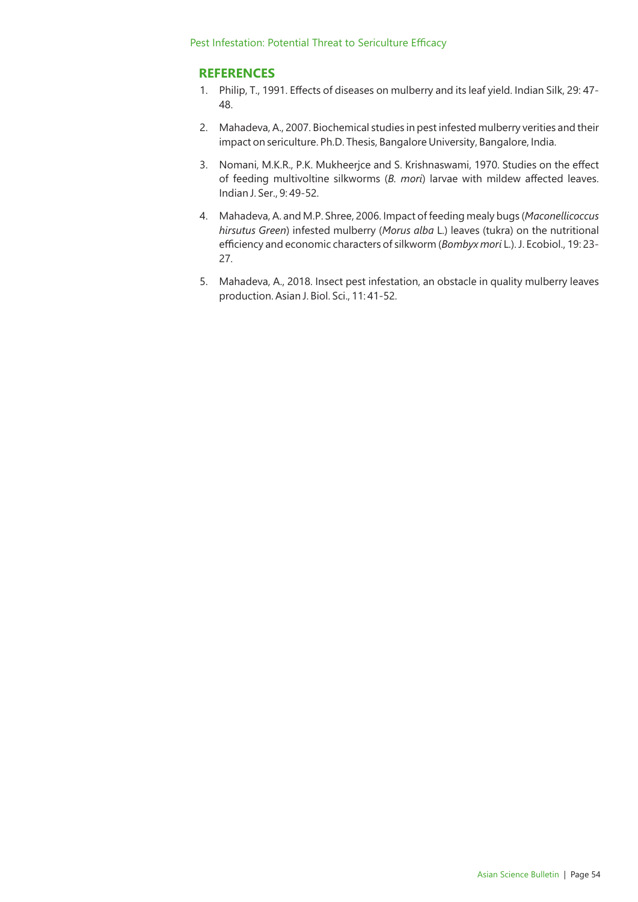## REFERENCES

1. Philip, T., 1991. Effects of diseases on mulberry and its leaf yield. Indian Silk, 29: 47-48.
2. Mahadeva, A., 2007. Biochemical studies in pest infested mulberry verities and their impact on sericulture. Ph.D. Thesis, Bangalore University, Bangalore, India.
3. Nomani, M.K.R., P.K. Mukheerjce and S. Krishnaswami, 1970. Studies on the effect of feeding multivoltine silkworms (*B. mori*) larvae with mildew affected leaves. Indian J. Ser., 9: 49-52.
4. Mahadeva, A. and M.P. Shree, 2006. Impact of feeding mealy bugs (*Maconellicoccus hirsutus Green*) infested mulberry (*Morus alba* L.) leaves (tukra) on the nutritional efficiency and economic characters of silkworm (*Bombyx mori* L.). J. Ecobiol., 19: 23-27.
5. Mahadeva, A., 2018. Insect pest infestation, an obstacle in quality mulberry leaves production. Asian J. Biol. Sci., 11: 41-52.